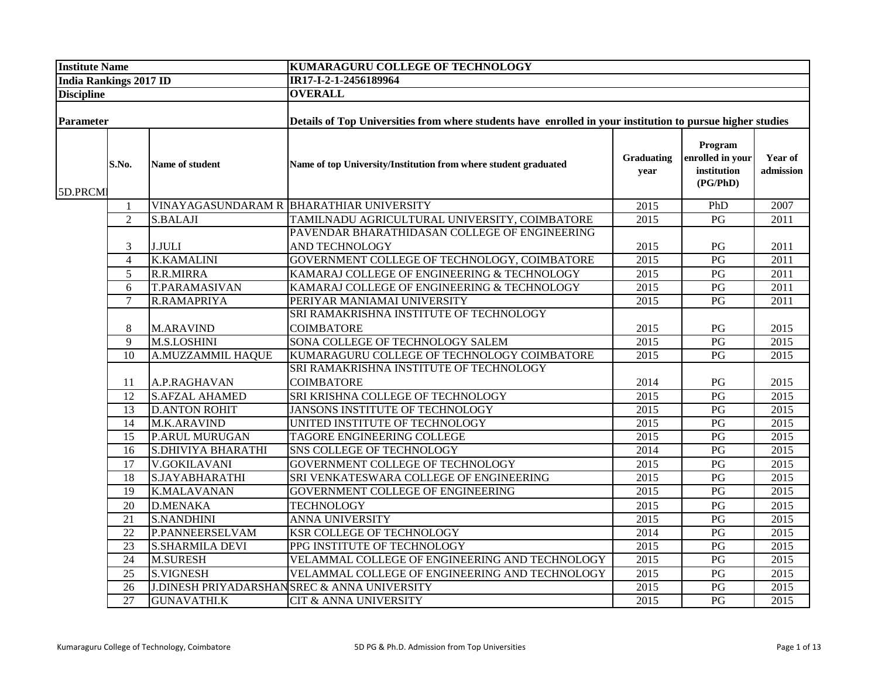| Institute Name | | | KUMARAGURU COLLEGE OF TECHNOLOGY | | | |
|---|---|---|---|---|---|---|
| India Rankings 2017 ID | | | IR17-I-2-1-2456189964 | | | |
| Discipline | | | OVERALL | | | |
| Parameter | | | Details of Top Universities from where students have enrolled in your institution to pursue higher studies | | | |
| 5D.PRCMI | S.No. | Name of student | Name of top University/Institution from where student graduated | Graduating year | Program enrolled in your institution (PG/PhD) | Year of admission |
| | 1 | VINAYAGASUNDARAM R | BHARATHIAR UNIVERSITY | 2015 | PhD | 2007 |
| | 2 | S.BALAJI | TAMILNADU AGRICULTURAL UNIVERSITY, COIMBATORE | 2015 | PG | 2011 |
| | 3 | J.JULI | PAVENDAR BHARATHIDASAN COLLEGE OF ENGINEERING AND TECHNOLOGY | 2015 | PG | 2011 |
| | 4 | K.KAMALINI | GOVERNMENT COLLEGE OF TECHNOLOGY, COIMBATORE | 2015 | PG | 2011 |
| | 5 | R.R.MIRRA | KAMARAJ COLLEGE OF ENGINEERING & TECHNOLOGY | 2015 | PG | 2011 |
| | 6 | T.PARAMASIVAN | KAMARAJ COLLEGE OF ENGINEERING & TECHNOLOGY | 2015 | PG | 2011 |
| | 7 | R.RAMAPRIYA | PERIYAR MANIAMAI UNIVERSITY | 2015 | PG | 2011 |
| | 8 | M.ARAVIND | SRI RAMAKRISHNA INSTITUTE OF TECHNOLOGY COIMBATORE | 2015 | PG | 2015 |
| | 9 | M.S.LOSHINI | SONA COLLEGE OF TECHNOLOGY SALEM | 2015 | PG | 2015 |
| | 10 | A.MUZZAMMIL HAQUE | KUMARAGURU COLLEGE OF TECHNOLOGY COIMBATORE | 2015 | PG | 2015 |
| | 11 | A.P.RAGHAVAN | SRI RAMAKRISHNA INSTITUTE OF TECHNOLOGY COIMBATORE | 2014 | PG | 2015 |
| | 12 | S.AFZAL AHAMED | SRI KRISHNA COLLEGE OF TECHNOLOGY | 2015 | PG | 2015 |
| | 13 | D.ANTON ROHIT | JANSONS INSTITUTE OF TECHNOLOGY | 2015 | PG | 2015 |
| | 14 | M.K.ARAVIND | UNITED INSTITUTE OF TECHNOLOGY | 2015 | PG | 2015 |
| | 15 | P.ARUL MURUGAN | TAGORE ENGINEERING COLLEGE | 2015 | PG | 2015 |
| | 16 | S.DHIVIYA BHARATHI | SNS COLLEGE OF TECHNOLOGY | 2014 | PG | 2015 |
| | 17 | V.GOKILAVANI | GOVERNMENT COLLEGE OF TECHNOLOGY | 2015 | PG | 2015 |
| | 18 | S.JAYABHARATHI | SRI VENKATESWARA COLLEGE OF ENGINEERING | 2015 | PG | 2015 |
| | 19 | K.MALAVANAN | GOVERNMENT COLLEGE OF ENGINEERING | 2015 | PG | 2015 |
| | 20 | D.MENAKA | TECHNOLOGY | 2015 | PG | 2015 |
| | 21 | S.NANDHINI | ANNA UNIVERSITY | 2015 | PG | 2015 |
| | 22 | P.PANNEERSELVAM | KSR COLLEGE OF TECHNOLOGY | 2014 | PG | 2015 |
| | 23 | S.SHARMILA DEVI | PPG INSTITUTE OF TECHNOLOGY | 2015 | PG | 2015 |
| | 24 | M.SURESH | VELAMMAL COLLEGE OF ENGINEERING AND TECHNOLOGY | 2015 | PG | 2015 |
| | 25 | S.VIGNESH | VELAMMAL COLLEGE OF ENGINEERING AND TECHNOLOGY | 2015 | PG | 2015 |
| | 26 | J.DINESH PRIYADARSHAN | SREC & ANNA UNIVERSITY | 2015 | PG | 2015 |
| | 27 | GUNAVATHI.K | CIT & ANNA UNIVERSITY | 2015 | PG | 2015 |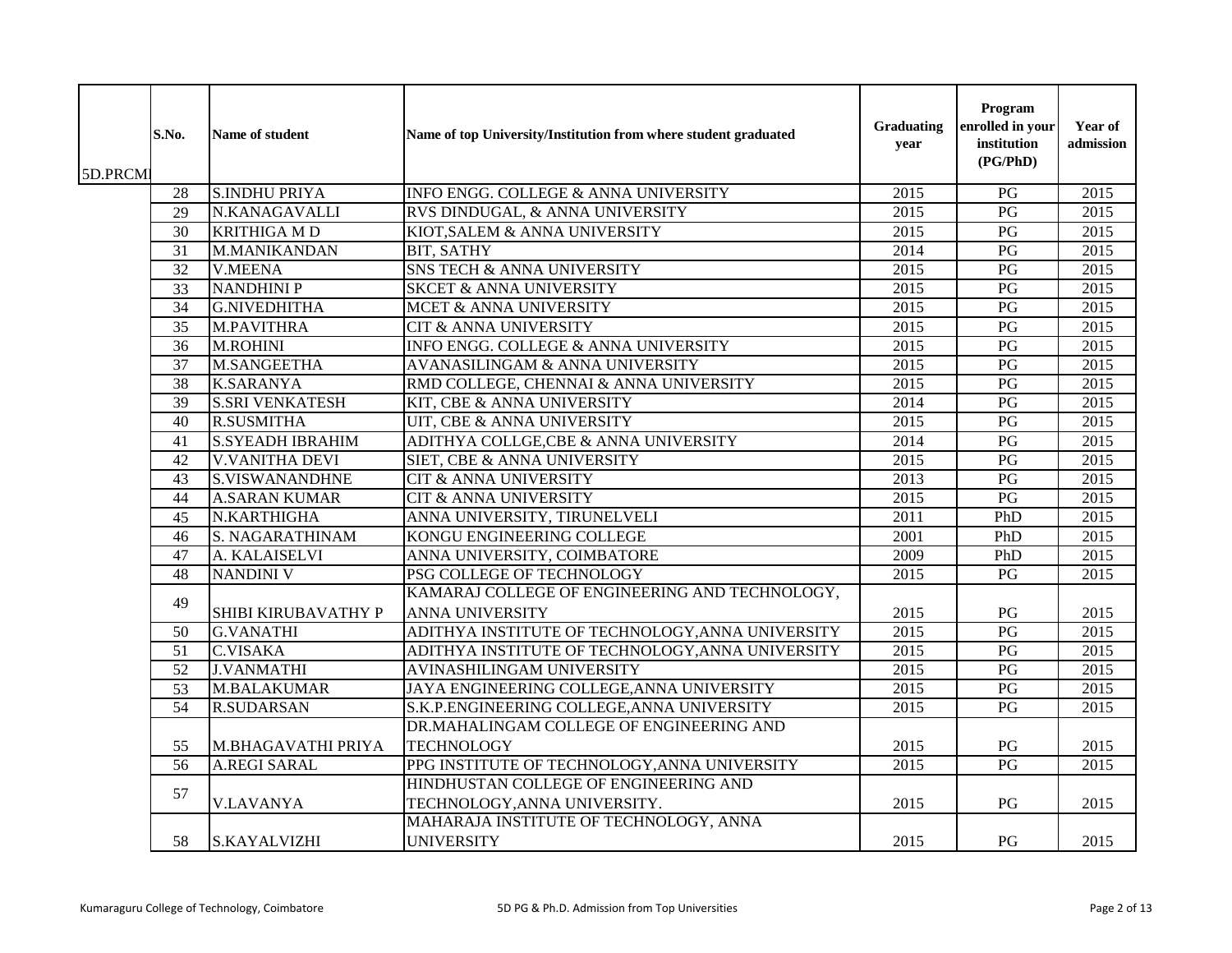| 5D.PRCMI | S.No. | Name of student | Name of top University/Institution from where student graduated | Graduating year | Program enrolled in your institution (PG/PhD) | Year of admission |
|---|---|---|---|---|---|---|
| | 28 | S.INDHU PRIYA | INFO ENGG. COLLEGE & ANNA UNIVERSITY | 2015 | PG | 2015 |
| | 29 | N.KANAGAVALLI | RVS DINDUGAL, & ANNA UNIVERSITY | 2015 | PG | 2015 |
| | 30 | KRITHIGA M D | KIOT,SALEM & ANNA UNIVERSITY | 2015 | PG | 2015 |
| | 31 | M.MANIKANDAN | BIT, SATHY | 2014 | PG | 2015 |
| | 32 | V.MEENA | SNS TECH & ANNA UNIVERSITY | 2015 | PG | 2015 |
| | 33 | NANDHINI P | SKCET & ANNA UNIVERSITY | 2015 | PG | 2015 |
| | 34 | G.NIVEDHITHA | MCET & ANNA UNIVERSITY | 2015 | PG | 2015 |
| | 35 | M.PAVITHRA | CIT & ANNA UNIVERSITY | 2015 | PG | 2015 |
| | 36 | M.ROHINI | INFO ENGG. COLLEGE & ANNA UNIVERSITY | 2015 | PG | 2015 |
| | 37 | M.SANGEETHA | AVANASILINGAM & ANNA UNIVERSITY | 2015 | PG | 2015 |
| | 38 | K.SARANYA | RMD COLLEGE, CHENNAI & ANNA UNIVERSITY | 2015 | PG | 2015 |
| | 39 | S.SRI VENKATESH | KIT, CBE & ANNA UNIVERSITY | 2014 | PG | 2015 |
| | 40 | R.SUSMITHA | UIT, CBE & ANNA UNIVERSITY | 2015 | PG | 2015 |
| | 41 | S.SYEADH IBRAHIM | ADITHYA COLLGE,CBE & ANNA UNIVERSITY | 2014 | PG | 2015 |
| | 42 | V.VANITHA DEVI | SIET, CBE & ANNA UNIVERSITY | 2015 | PG | 2015 |
| | 43 | S.VISWANANDHNE | CIT & ANNA UNIVERSITY | 2013 | PG | 2015 |
| | 44 | A.SARAN KUMAR | CIT & ANNA UNIVERSITY | 2015 | PG | 2015 |
| | 45 | N.KARTHIGHA | ANNA UNIVERSITY, TIRUNELVELI | 2011 | PhD | 2015 |
| | 46 | S. NAGARATHINAM | KONGU ENGINEERING COLLEGE | 2001 | PhD | 2015 |
| | 47 | A. KALAISELVI | ANNA UNIVERSITY, COIMBATORE | 2009 | PhD | 2015 |
| | 48 | NANDINI V | PSG COLLEGE OF TECHNOLOGY | 2015 | PG | 2015 |
| | 49 | SHIBI KIRUBAVATHY P | KAMARAJ COLLEGE OF ENGINEERING AND TECHNOLOGY, ANNA UNIVERSITY | 2015 | PG | 2015 |
| | 50 | G.VANATHI | ADITHYA INSTITUTE OF TECHNOLOGY,ANNA UNIVERSITY | 2015 | PG | 2015 |
| | 51 | C.VISAKA | ADITHYA INSTITUTE OF TECHNOLOGY,ANNA UNIVERSITY | 2015 | PG | 2015 |
| | 52 | J.VANMATHI | AVINASHILINGAM UNIVERSITY | 2015 | PG | 2015 |
| | 53 | M.BALAKUMAR | JAYA ENGINEERING COLLEGE,ANNA UNIVERSITY | 2015 | PG | 2015 |
| | 54 | R.SUDARSAN | S.K.P.ENGINEERING COLLEGE,ANNA UNIVERSITY | 2015 | PG | 2015 |
| | 55 | M.BHAGAVATHI PRIYA | DR.MAHALINGAM COLLEGE OF ENGINEERING AND TECHNOLOGY | 2015 | PG | 2015 |
| | 56 | A.REGI SARAL | PPG INSTITUTE OF TECHNOLOGY,ANNA UNIVERSITY | 2015 | PG | 2015 |
| | 57 | V.LAVANYA | HINDHUSTAN COLLEGE OF ENGINEERING AND TECHNOLOGY,ANNA UNIVERSITY. | 2015 | PG | 2015 |
| | 58 | S.KAYALVIZHI | MAHARAJA INSTITUTE OF TECHNOLOGY, ANNA UNIVERSITY | 2015 | PG | 2015 |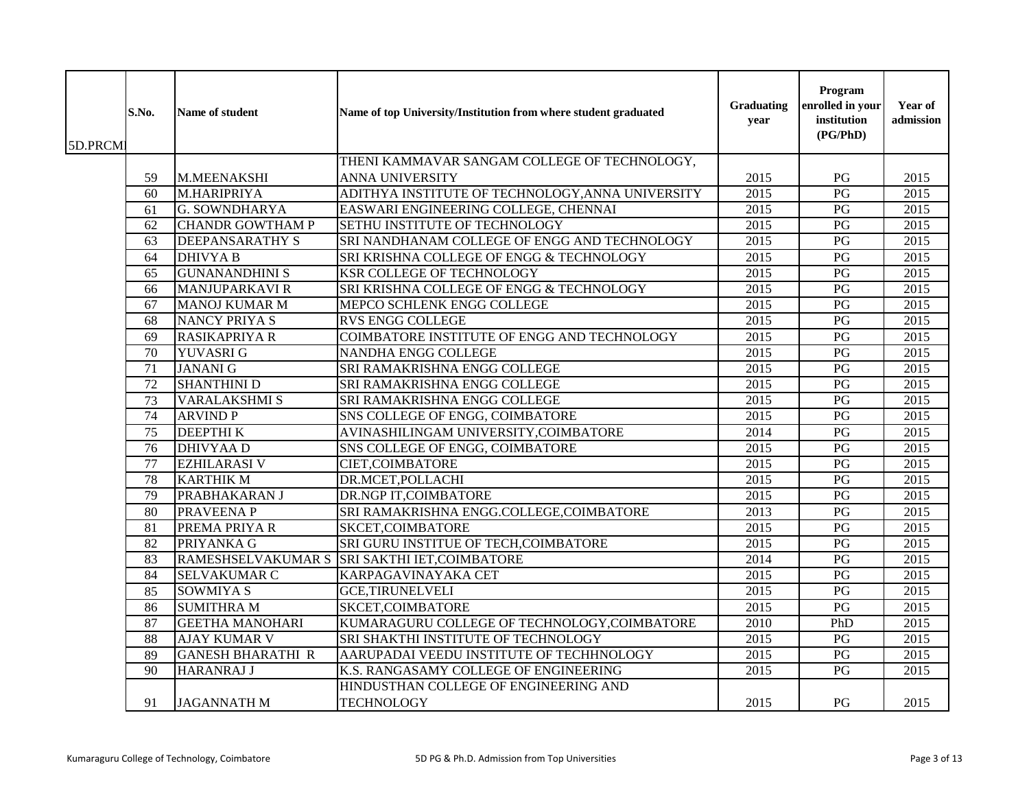| 5D.PRCMI | S.No. | Name of student | Name of top University/Institution from where student graduated | Graduating year | Program enrolled in your institution (PG/PhD) | Year of admission |
|---|---|---|---|---|---|---|
| | 59 | M.MEENAKSHI | THENI KAMMAVAR SANGAM COLLEGE OF TECHNOLOGY, ANNA UNIVERSITY | 2015 | PG | 2015 |
| | 60 | M.HARIPRIYA | ADITHYA INSTITUTE OF TECHNOLOGY,ANNA UNIVERSITY | 2015 | PG | 2015 |
| | 61 | G. SOWNDHARYA | EASWARI ENGINEERING COLLEGE, CHENNAI | 2015 | PG | 2015 |
| | 62 | CHANDR GOWTHAM P | SETHU INSTITUTE OF TECHNOLOGY | 2015 | PG | 2015 |
| | 63 | DEEPANSARATHY S | SRI NANDHANAM COLLEGE OF ENGG AND TECHNOLOGY | 2015 | PG | 2015 |
| | 64 | DHIVYA B | SRI KRISHNA COLLEGE OF ENGG & TECHNOLOGY | 2015 | PG | 2015 |
| | 65 | GUNANANDHINI S | KSR COLLEGE OF TECHNOLOGY | 2015 | PG | 2015 |
| | 66 | MANJUPARKAVI R | SRI KRISHNA COLLEGE OF ENGG & TECHNOLOGY | 2015 | PG | 2015 |
| | 67 | MANOJ KUMAR M | MEPCO SCHLENK ENGG COLLEGE | 2015 | PG | 2015 |
| | 68 | NANCY PRIYA S | RVS ENGG COLLEGE | 2015 | PG | 2015 |
| | 69 | RASIKAPRIYA R | COIMBATORE INSTITUTE OF ENGG AND TECHNOLOGY | 2015 | PG | 2015 |
| | 70 | YUVASRI G | NANDHA ENGG COLLEGE | 2015 | PG | 2015 |
| | 71 | JANANI G | SRI RAMAKRISHNA ENGG COLLEGE | 2015 | PG | 2015 |
| | 72 | SHANTHINI D | SRI RAMAKRISHNA ENGG COLLEGE | 2015 | PG | 2015 |
| | 73 | VARALAKSHMI S | SRI RAMAKRISHNA ENGG COLLEGE | 2015 | PG | 2015 |
| | 74 | ARVIND P | SNS COLLEGE OF ENGG, COIMBATORE | 2015 | PG | 2015 |
| | 75 | DEEPTHI K | AVINASHILINGAM UNIVERSITY,COIMBATORE | 2014 | PG | 2015 |
| | 76 | DHIVYAA D | SNS COLLEGE OF ENGG, COIMBATORE | 2015 | PG | 2015 |
| | 77 | EZHILARASI V | CIET,COIMBATORE | 2015 | PG | 2015 |
| | 78 | KARTHIK M | DR.MCET,POLLACHI | 2015 | PG | 2015 |
| | 79 | PRABHAKARAN J | DR.NGP IT,COIMBATORE | 2015 | PG | 2015 |
| | 80 | PRAVEENA P | SRI RAMAKRISHNA ENGG.COLLEGE,COIMBATORE | 2013 | PG | 2015 |
| | 81 | PREMA PRIYA R | SKCET,COIMBATORE | 2015 | PG | 2015 |
| | 82 | PRIYANKA G | SRI GURU INSTITUE OF TECH,COIMBATORE | 2015 | PG | 2015 |
| | 83 | RAMESHSELVAKUMAR S | SRI SAKTHI IET,COIMBATORE | 2014 | PG | 2015 |
| | 84 | SELVAKUMAR C | KARPAGAVINAYAKA CET | 2015 | PG | 2015 |
| | 85 | SOWMIYA S | GCE,TIRUNELVELI | 2015 | PG | 2015 |
| | 86 | SUMITHRA M | SKCET,COIMBATORE | 2015 | PG | 2015 |
| | 87 | GEETHA MANOHARI | KUMARAGURU COLLEGE OF TECHNOLOGY,COIMBATORE | 2010 | PhD | 2015 |
| | 88 | AJAY KUMAR V | SRI SHAKTHI INSTITUTE OF TECHNOLOGY | 2015 | PG | 2015 |
| | 89 | GANESH BHARATHI R | AARUPADAI VEEDU INSTITUTE OF TECHHNOLOGY | 2015 | PG | 2015 |
| | 90 | HARANRAJ J | K.S. RANGASAMY COLLEGE OF ENGINEERING | 2015 | PG | 2015 |
| | 91 | JAGANNATH M | HINDUSTHAN COLLEGE OF ENGINEERING AND TECHNOLOGY | 2015 | PG | 2015 |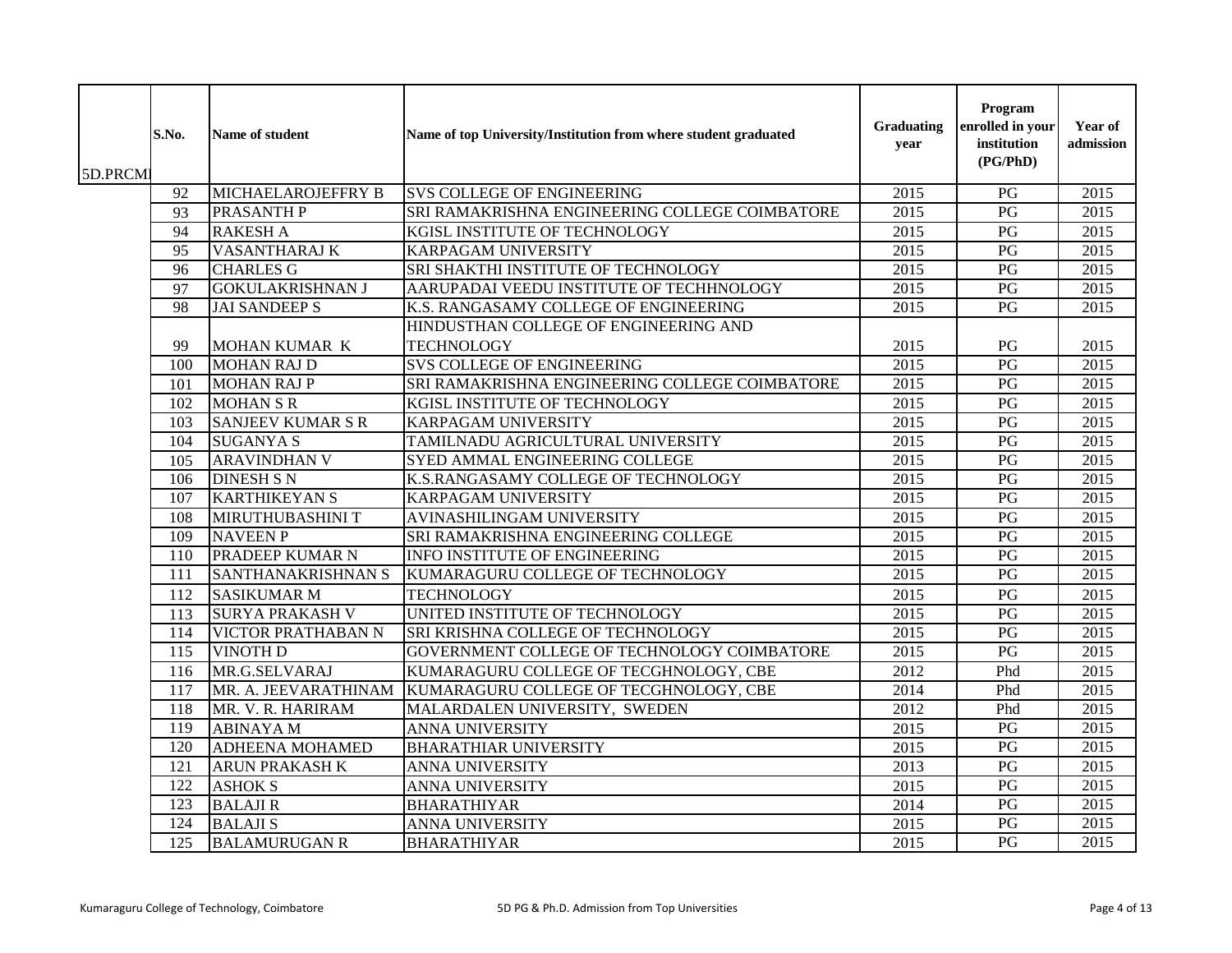| 5D.PRCMI | S.No. | Name of student | Name of top University/Institution from where student graduated | Graduating year | Program enrolled in your institution (PG/PhD) | Year of admission |
|---|---|---|---|---|---|---|
| | 92 | MICHAELAROJEFFRY B | SVS COLLEGE OF ENGINEERING | 2015 | PG | 2015 |
| | 93 | PRASANTH P | SRI RAMAKRISHNA ENGINEERING COLLEGE COIMBATORE | 2015 | PG | 2015 |
| | 94 | RAKESH A | KGISL INSTITUTE OF TECHNOLOGY | 2015 | PG | 2015 |
| | 95 | VASANTHARAJ K | KARPAGAM UNIVERSITY | 2015 | PG | 2015 |
| | 96 | CHARLES G | SRI SHAKTHI INSTITUTE OF TECHNOLOGY | 2015 | PG | 2015 |
| | 97 | GOKULAKRISHNAN J | AARUPADAI VEEDU INSTITUTE OF TECHHNOLOGY | 2015 | PG | 2015 |
| | 98 | JAI SANDEEP S | K.S. RANGASAMY COLLEGE OF ENGINEERING | 2015 | PG | 2015 |
| | 99 | MOHAN KUMAR K | HINDUSTHAN COLLEGE OF ENGINEERING AND TECHNOLOGY | 2015 | PG | 2015 |
| | 100 | MOHAN RAJ D | SVS COLLEGE OF ENGINEERING | 2015 | PG | 2015 |
| | 101 | MOHAN RAJ P | SRI RAMAKRISHNA ENGINEERING COLLEGE COIMBATORE | 2015 | PG | 2015 |
| | 102 | MOHAN S R | KGISL INSTITUTE OF TECHNOLOGY | 2015 | PG | 2015 |
| | 103 | SANJEEV KUMAR S R | KARPAGAM UNIVERSITY | 2015 | PG | 2015 |
| | 104 | SUGANYA S | TAMILNADU AGRICULTURAL UNIVERSITY | 2015 | PG | 2015 |
| | 105 | ARAVINDHAN V | SYED AMMAL ENGINEERING COLLEGE | 2015 | PG | 2015 |
| | 106 | DINESH S N | K.S.RANGASAMY COLLEGE OF TECHNOLOGY | 2015 | PG | 2015 |
| | 107 | KARTHIKEYAN S | KARPAGAM UNIVERSITY | 2015 | PG | 2015 |
| | 108 | MIRUTHUBASHINI T | AVINASHILINGAM UNIVERSITY | 2015 | PG | 2015 |
| | 109 | NAVEEN P | SRI RAMAKRISHNA ENGINEERING COLLEGE | 2015 | PG | 2015 |
| | 110 | PRADEEP KUMAR N | INFO INSTITUTE OF ENGINEERING | 2015 | PG | 2015 |
| | 111 | SANTHANAKRISHNAN S | KUMARAGURU COLLEGE OF TECHNOLOGY | 2015 | PG | 2015 |
| | 112 | SASIKUMAR M | TECHNOLOGY | 2015 | PG | 2015 |
| | 113 | SURYA PRAKASH V | UNITED INSTITUTE OF TECHNOLOGY | 2015 | PG | 2015 |
| | 114 | VICTOR PRATHABAN N | SRI KRISHNA COLLEGE OF TECHNOLOGY | 2015 | PG | 2015 |
| | 115 | VINOTH D | GOVERNMENT COLLEGE OF TECHNOLOGY COIMBATORE | 2015 | PG | 2015 |
| | 116 | MR.G.SELVARAJ | KUMARAGURU COLLEGE OF TECGHNOLOGY, CBE | 2012 | Phd | 2015 |
| | 117 | MR. A. JEEVARATHINAM | KUMARAGURU COLLEGE OF TECGHNOLOGY, CBE | 2014 | Phd | 2015 |
| | 118 | MR. V. R. HARIRAM | MALARDALEN UNIVERSITY, SWEDEN | 2012 | Phd | 2015 |
| | 119 | ABINAYA M | ANNA UNIVERSITY | 2015 | PG | 2015 |
| | 120 | ADHEENA MOHAMED | BHARATHIAR UNIVERSITY | 2015 | PG | 2015 |
| | 121 | ARUN PRAKASH K | ANNA UNIVERSITY | 2013 | PG | 2015 |
| | 122 | ASHOK S | ANNA UNIVERSITY | 2015 | PG | 2015 |
| | 123 | BALAJI R | BHARATHIYAR | 2014 | PG | 2015 |
| | 124 | BALAJI S | ANNA UNIVERSITY | 2015 | PG | 2015 |
| | 125 | BALAMURUGAN R | BHARATHIYAR | 2015 | PG | 2015 |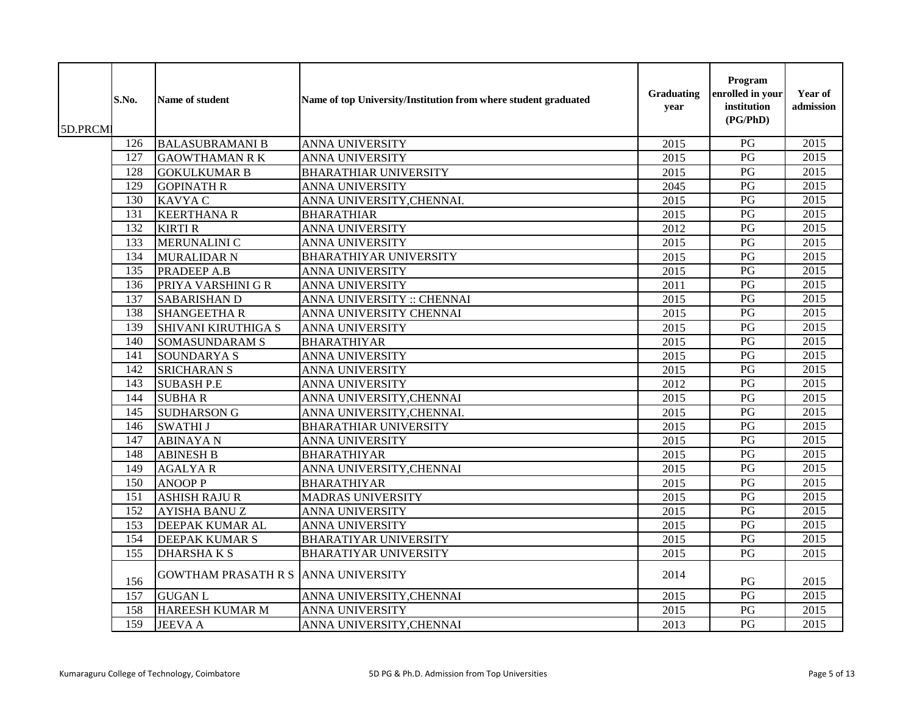| 5D.PRCMI | S.No. | Name of student | Name of top University/Institution from where student graduated | Graduating year | Program enrolled in your institution (PG/PhD) | Year of admission |
|---|---|---|---|---|---|---|
| | 126 | BALASUBRAMANI B | ANNA UNIVERSITY | 2015 | PG | 2015 |
| | 127 | GAOWTHAMAN R K | ANNA UNIVERSITY | 2015 | PG | 2015 |
| | 128 | GOKULKUMAR B | BHARATHIAR UNIVERSITY | 2015 | PG | 2015 |
| | 129 | GOPINATH R | ANNA UNIVERSITY | 2045 | PG | 2015 |
| | 130 | KAVYA C | ANNA UNIVERSITY,CHENNAI. | 2015 | PG | 2015 |
| | 131 | KEERTHANA R | BHARATHIAR | 2015 | PG | 2015 |
| | 132 | KIRTI R | ANNA UNIVERSITY | 2012 | PG | 2015 |
| | 133 | MERUNALINI C | ANNA UNIVERSITY | 2015 | PG | 2015 |
| | 134 | MURALIDAR N | BHARATHIYAR UNIVERSITY | 2015 | PG | 2015 |
| | 135 | PRADEEP A.B | ANNA UNIVERSITY | 2015 | PG | 2015 |
| | 136 | PRIYA VARSHINI G R | ANNA UNIVERSITY | 2011 | PG | 2015 |
| | 137 | SABARISHAN D | ANNA UNIVERSITY :: CHENNAI | 2015 | PG | 2015 |
| | 138 | SHANGEETHA R | ANNA UNIVERSITY CHENNAI | 2015 | PG | 2015 |
| | 139 | SHIVANI KIRUTHIGA S | ANNA UNIVERSITY | 2015 | PG | 2015 |
| | 140 | SOMASUNDARAM S | BHARATHIYAR | 2015 | PG | 2015 |
| | 141 | SOUNDARYA S | ANNA UNIVERSITY | 2015 | PG | 2015 |
| | 142 | SRICHARAN S | ANNA UNIVERSITY | 2015 | PG | 2015 |
| | 143 | SUBASH P.E | ANNA UNIVERSITY | 2012 | PG | 2015 |
| | 144 | SUBHA R | ANNA UNIVERSITY,CHENNAI | 2015 | PG | 2015 |
| | 145 | SUDHARSON G | ANNA UNIVERSITY,CHENNAI. | 2015 | PG | 2015 |
| | 146 | SWATHI J | BHARATHIAR UNIVERSITY | 2015 | PG | 2015 |
| | 147 | ABINAYA N | ANNA UNIVERSITY | 2015 | PG | 2015 |
| | 148 | ABINESH B | BHARATHIYAR | 2015 | PG | 2015 |
| | 149 | AGALYA R | ANNA UNIVERSITY,CHENNAI | 2015 | PG | 2015 |
| | 150 | ANOOP P | BHARATHIYAR | 2015 | PG | 2015 |
| | 151 | ASHISH RAJU R | MADRAS UNIVERSITY | 2015 | PG | 2015 |
| | 152 | AYISHA BANU Z | ANNA UNIVERSITY | 2015 | PG | 2015 |
| | 153 | DEEPAK KUMAR AL | ANNA UNIVERSITY | 2015 | PG | 2015 |
| | 154 | DEEPAK KUMAR S | BHARATIYAR UNIVERSITY | 2015 | PG | 2015 |
| | 155 | DHARSHA K S | BHARATIYAR UNIVERSITY | 2015 | PG | 2015 |
| | 156 | GOWTHAM PRASATH R S | ANNA UNIVERSITY | 2014 | PG | 2015 |
| | 157 | GUGAN L | ANNA UNIVERSITY,CHENNAI | 2015 | PG | 2015 |
| | 158 | HAREESH KUMAR M | ANNA UNIVERSITY | 2015 | PG | 2015 |
| | 159 | JEEVA A | ANNA UNIVERSITY,CHENNAI | 2013 | PG | 2015 |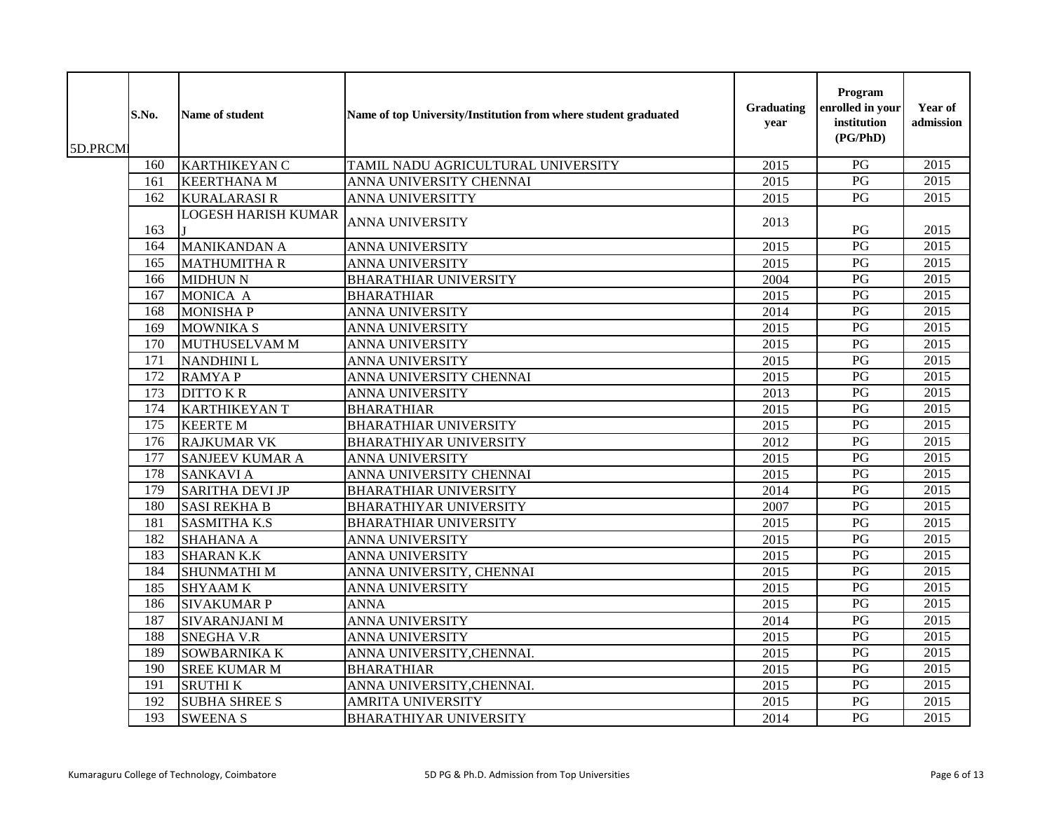| 5D.PRCMI | S.No. | Name of student | Name of top University/Institution from where student graduated | Graduating year | Program enrolled in your institution (PG/PhD) | Year of admission |
|---|---|---|---|---|---|---|
| | 160 | KARTHIKEYAN C | TAMIL NADU AGRICULTURAL UNIVERSITY | 2015 | PG | 2015 |
| | 161 | KEERTHANA M | ANNA UNIVERSITY CHENNAI | 2015 | PG | 2015 |
| | 162 | KURALARASI R | ANNA UNIVERSITTY | 2015 | PG | 2015 |
| | 163 | LOGESH HARISH KUMAR J | ANNA UNIVERSITY | 2013 | PG | 2015 |
| | 164 | MANIKANDAN A | ANNA UNIVERSITY | 2015 | PG | 2015 |
| | 165 | MATHUMITHA R | ANNA UNIVERSITY | 2015 | PG | 2015 |
| | 166 | MIDHUN N | BHARATHIAR UNIVERSITY | 2004 | PG | 2015 |
| | 167 | MONICA A | BHARATHIAR | 2015 | PG | 2015 |
| | 168 | MONISHA P | ANNA UNIVERSITY | 2014 | PG | 2015 |
| | 169 | MOWNIKA S | ANNA UNIVERSITY | 2015 | PG | 2015 |
| | 170 | MUTHUSELVAM M | ANNA UNIVERSITY | 2015 | PG | 2015 |
| | 171 | NANDHINI L | ANNA UNIVERSITY | 2015 | PG | 2015 |
| | 172 | RAMYA P | ANNA UNIVERSITY CHENNAI | 2015 | PG | 2015 |
| | 173 | DITTO K R | ANNA UNIVERSITY | 2013 | PG | 2015 |
| | 174 | KARTHIKEYAN T | BHARATHIAR | 2015 | PG | 2015 |
| | 175 | KEERTE M | BHARATHIAR UNIVERSITY | 2015 | PG | 2015 |
| | 176 | RAJKUMAR VK | BHARATHIYAR UNIVERSITY | 2012 | PG | 2015 |
| | 177 | SANJEEV KUMAR A | ANNA UNIVERSITY | 2015 | PG | 2015 |
| | 178 | SANKAVI A | ANNA UNIVERSITY CHENNAI | 2015 | PG | 2015 |
| | 179 | SARITHA DEVI JP | BHARATHIAR UNIVERSITY | 2014 | PG | 2015 |
| | 180 | SASI REKHA B | BHARATHIYAR UNIVERSITY | 2007 | PG | 2015 |
| | 181 | SASMITHA K.S | BHARATHIAR UNIVERSITY | 2015 | PG | 2015 |
| | 182 | SHAHANA A | ANNA UNIVERSITY | 2015 | PG | 2015 |
| | 183 | SHARAN K.K | ANNA UNIVERSITY | 2015 | PG | 2015 |
| | 184 | SHUNMATHI M | ANNA UNIVERSITY, CHENNAI | 2015 | PG | 2015 |
| | 185 | SHYAAM K | ANNA UNIVERSITY | 2015 | PG | 2015 |
| | 186 | SIVAKUMAR P | ANNA | 2015 | PG | 2015 |
| | 187 | SIVARANJANI M | ANNA UNIVERSITY | 2014 | PG | 2015 |
| | 188 | SNEGHA V.R | ANNA UNIVERSITY | 2015 | PG | 2015 |
| | 189 | SOWBARNIKA K | ANNA UNIVERSITY,CHENNAI. | 2015 | PG | 2015 |
| | 190 | SREE KUMAR M | BHARATHIAR | 2015 | PG | 2015 |
| | 191 | SRUTHI K | ANNA UNIVERSITY,CHENNAI. | 2015 | PG | 2015 |
| | 192 | SUBHA SHREE S | AMRITA UNIVERSITY | 2015 | PG | 2015 |
| | 193 | SWEENA S | BHARATHIYAR UNIVERSITY | 2014 | PG | 2015 |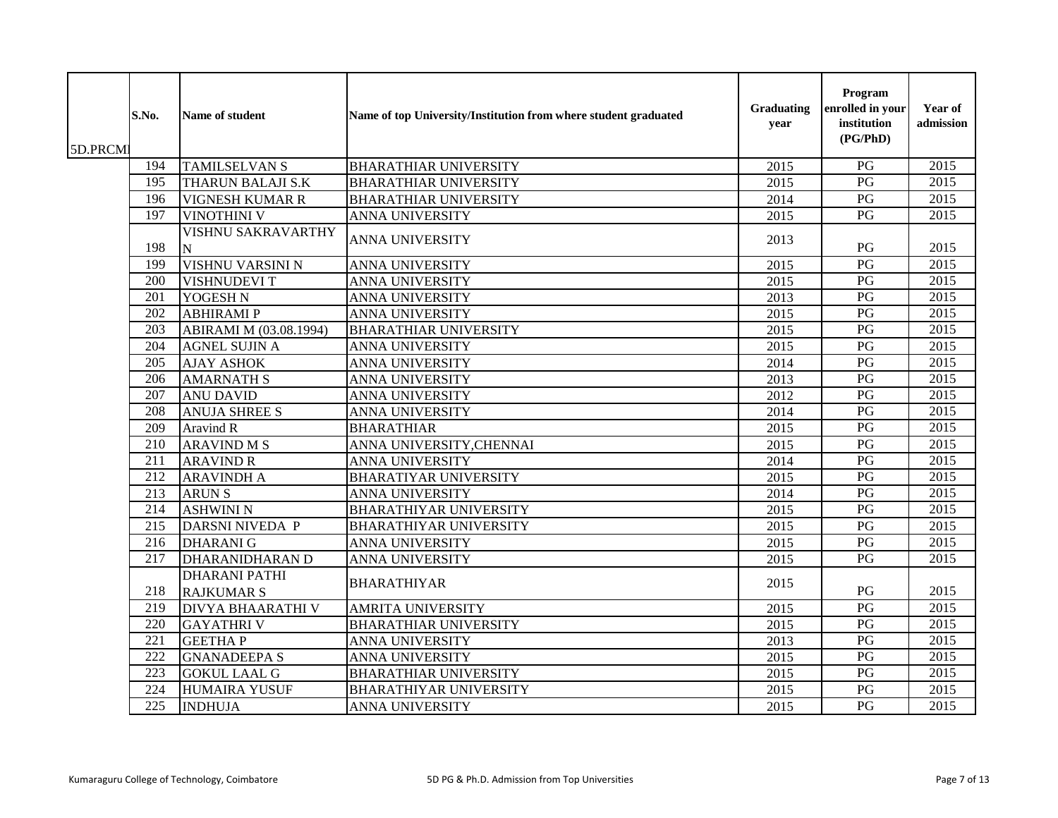| 5D.PRCMI | S.No. | Name of student | Name of top University/Institution from where student graduated | Graduating year | Program enrolled in your institution (PG/PhD) | Year of admission |
|---|---|---|---|---|---|---|
| | 194 | TAMILSELVAN S | BHARATHIAR UNIVERSITY | 2015 | PG | 2015 |
| | 195 | THARUN BALAJI S.K | BHARATHIAR UNIVERSITY | 2015 | PG | 2015 |
| | 196 | VIGNESH KUMAR R | BHARATHIAR UNIVERSITY | 2014 | PG | 2015 |
| | 197 | VINOTHINI V | ANNA UNIVERSITY | 2015 | PG | 2015 |
| | 198 | VISHNU SAKRAVARTHY N | ANNA UNIVERSITY | 2013 | PG | 2015 |
| | 199 | VISHNU VARSINI N | ANNA UNIVERSITY | 2015 | PG | 2015 |
| | 200 | VISHNUDEVI T | ANNA UNIVERSITY | 2015 | PG | 2015 |
| | 201 | YOGESH N | ANNA UNIVERSITY | 2013 | PG | 2015 |
| | 202 | ABHIRAMI P | ANNA UNIVERSITY | 2015 | PG | 2015 |
| | 203 | ABIRAMI M (03.08.1994) | BHARATHIAR UNIVERSITY | 2015 | PG | 2015 |
| | 204 | AGNEL SUJIN A | ANNA UNIVERSITY | 2015 | PG | 2015 |
| | 205 | AJAY ASHOK | ANNA UNIVERSITY | 2014 | PG | 2015 |
| | 206 | AMARNATH S | ANNA UNIVERSITY | 2013 | PG | 2015 |
| | 207 | ANU DAVID | ANNA UNIVERSITY | 2012 | PG | 2015 |
| | 208 | ANUJA SHREE S | ANNA UNIVERSITY | 2014 | PG | 2015 |
| | 209 | Aravind R | BHARATHIAR | 2015 | PG | 2015 |
| | 210 | ARAVIND M S | ANNA UNIVERSITY,CHENNAI | 2015 | PG | 2015 |
| | 211 | ARAVIND R | ANNA UNIVERSITY | 2014 | PG | 2015 |
| | 212 | ARAVINDH A | BHARATIYAR UNIVERSITY | 2015 | PG | 2015 |
| | 213 | ARUN S | ANNA UNIVERSITY | 2014 | PG | 2015 |
| | 214 | ASHWINI N | BHARATHIYAR UNIVERSITY | 2015 | PG | 2015 |
| | 215 | DARSNI NIVEDA P | BHARATHIYAR UNIVERSITY | 2015 | PG | 2015 |
| | 216 | DHARANI G | ANNA UNIVERSITY | 2015 | PG | 2015 |
| | 217 | DHARANIDHARAN D | ANNA UNIVERSITY | 2015 | PG | 2015 |
| | 218 | DHARANI PATHI RAJKUMAR S | BHARATHIYAR | 2015 | PG | 2015 |
| | 219 | DIVYA BHAARATHI V | AMRITA UNIVERSITY | 2015 | PG | 2015 |
| | 220 | GAYATHRI V | BHARATHIAR UNIVERSITY | 2015 | PG | 2015 |
| | 221 | GEETHA P | ANNA UNIVERSITY | 2013 | PG | 2015 |
| | 222 | GNANADEEPA S | ANNA UNIVERSITY | 2015 | PG | 2015 |
| | 223 | GOKUL LAAL G | BHARATHIAR UNIVERSITY | 2015 | PG | 2015 |
| | 224 | HUMAIRA YUSUF | BHARATHIYAR UNIVERSITY | 2015 | PG | 2015 |
| | 225 | INDHUJA | ANNA UNIVERSITY | 2015 | PG | 2015 |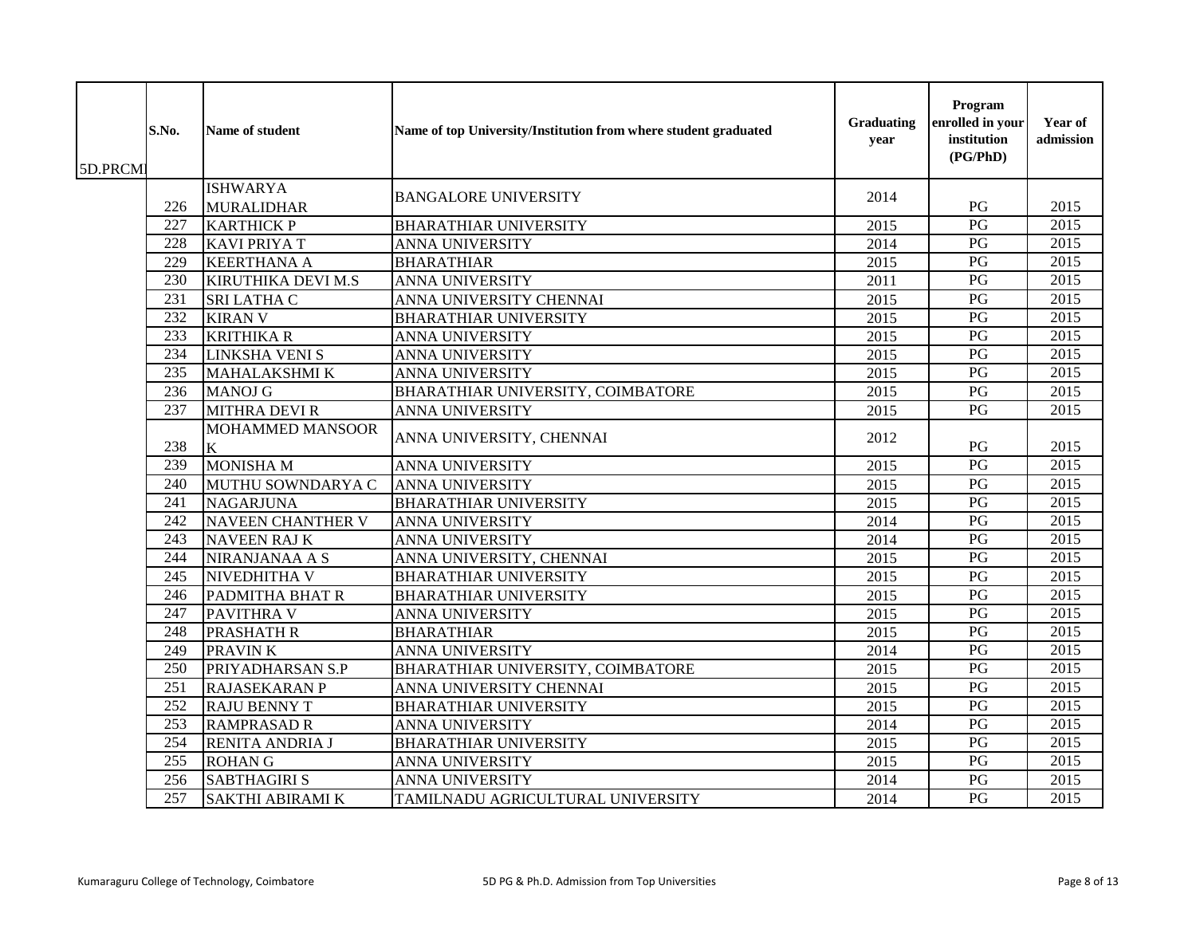| 5D.PRCMI | S.No. | Name of student | Name of top University/Institution from where student graduated | Graduating year | Program enrolled in your institution (PG/PhD) | Year of admission |
|---|---|---|---|---|---|---|
| | 226 | ISHWARYA MURALIDHAR | BANGALORE UNIVERSITY | 2014 | PG | 2015 |
| | 227 | KARTHICK P | BHARATHIAR UNIVERSITY | 2015 | PG | 2015 |
| | 228 | KAVI PRIYA T | ANNA UNIVERSITY | 2014 | PG | 2015 |
| | 229 | KEERTHANA A | BHARATHIAR | 2015 | PG | 2015 |
| | 230 | KIRUTHIKA DEVI M.S | ANNA UNIVERSITY | 2011 | PG | 2015 |
| | 231 | SRI LATHA C | ANNA UNIVERSITY CHENNAI | 2015 | PG | 2015 |
| | 232 | KIRAN V | BHARATHIAR UNIVERSITY | 2015 | PG | 2015 |
| | 233 | KRITHIKA R | ANNA UNIVERSITY | 2015 | PG | 2015 |
| | 234 | LINKSHA VENI S | ANNA UNIVERSITY | 2015 | PG | 2015 |
| | 235 | MAHALAKSHMI K | ANNA UNIVERSITY | 2015 | PG | 2015 |
| | 236 | MANOJ G | BHARATHIAR UNIVERSITY, COIMBATORE | 2015 | PG | 2015 |
| | 237 | MITHRA DEVI R | ANNA UNIVERSITY | 2015 | PG | 2015 |
| | 238 | MOHAMMED MANSOOR K | ANNA UNIVERSITY, CHENNAI | 2012 | PG | 2015 |
| | 239 | MONISHA M | ANNA UNIVERSITY | 2015 | PG | 2015 |
| | 240 | MUTHU SOWNDARYA C | ANNA UNIVERSITY | 2015 | PG | 2015 |
| | 241 | NAGARJUNA | BHARATHIAR UNIVERSITY | 2015 | PG | 2015 |
| | 242 | NAVEEN CHANTHER V | ANNA UNIVERSITY | 2014 | PG | 2015 |
| | 243 | NAVEEN RAJ K | ANNA UNIVERSITY | 2014 | PG | 2015 |
| | 244 | NIRANJANAA A S | ANNA UNIVERSITY, CHENNAI | 2015 | PG | 2015 |
| | 245 | NIVEDHITHA V | BHARATHIAR UNIVERSITY | 2015 | PG | 2015 |
| | 246 | PADMITHA BHAT R | BHARATHIAR UNIVERSITY | 2015 | PG | 2015 |
| | 247 | PAVITHRA V | ANNA UNIVERSITY | 2015 | PG | 2015 |
| | 248 | PRASHATH R | BHARATHIAR | 2015 | PG | 2015 |
| | 249 | PRAVIN K | ANNA UNIVERSITY | 2014 | PG | 2015 |
| | 250 | PRIYADHARSAN S.P | BHARATHIAR UNIVERSITY, COIMBATORE | 2015 | PG | 2015 |
| | 251 | RAJASEKARAN P | ANNA UNIVERSITY CHENNAI | 2015 | PG | 2015 |
| | 252 | RAJU BENNY T | BHARATHIAR UNIVERSITY | 2015 | PG | 2015 |
| | 253 | RAMPRASAD R | ANNA UNIVERSITY | 2014 | PG | 2015 |
| | 254 | RENITA ANDRIA J | BHARATHIAR UNIVERSITY | 2015 | PG | 2015 |
| | 255 | ROHAN G | ANNA UNIVERSITY | 2015 | PG | 2015 |
| | 256 | SABTHAGIRI S | ANNA UNIVERSITY | 2014 | PG | 2015 |
| | 257 | SAKTHI ABIRAMI K | TAMILNADU AGRICULTURAL UNIVERSITY | 2014 | PG | 2015 |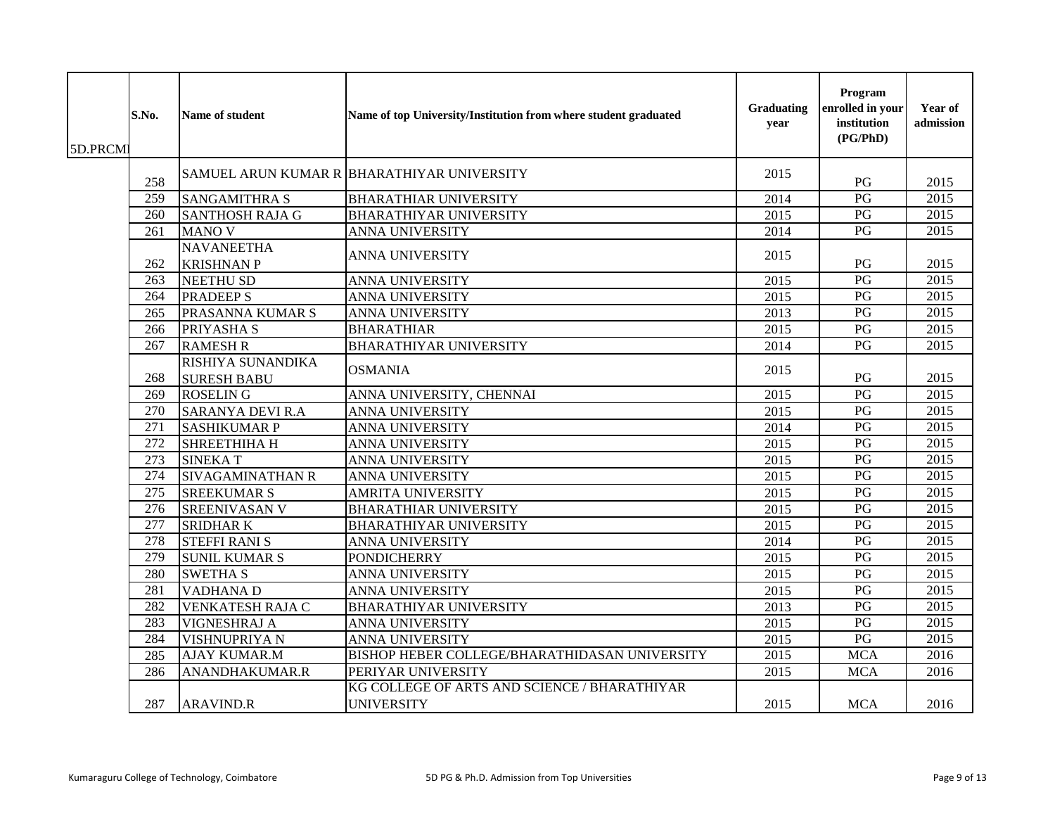| 5D.PRCMI | S.No. | Name of student | Name of top University/Institution from where student graduated | Graduating year | Program enrolled in your institution (PG/PhD) | Year of admission |
|---|---|---|---|---|---|---|
| | 258 | SAMUEL ARUN KUMAR R | BHARATHIYAR UNIVERSITY | 2015 | PG | 2015 |
| | 259 | SANGAMITHRA S | BHARATHIAR UNIVERSITY | 2014 | PG | 2015 |
| | 260 | SANTHOSH RAJA G | BHARATHIYAR UNIVERSITY | 2015 | PG | 2015 |
| | 261 | MANO V | ANNA UNIVERSITY | 2014 | PG | 2015 |
| | 262 | NAVANEETHA KRISHNAN P | ANNA UNIVERSITY | 2015 | PG | 2015 |
| | 263 | NEETHU SD | ANNA UNIVERSITY | 2015 | PG | 2015 |
| | 264 | PRADEEP S | ANNA UNIVERSITY | 2015 | PG | 2015 |
| | 265 | PRASANNA KUMAR S | ANNA UNIVERSITY | 2013 | PG | 2015 |
| | 266 | PRIYASHA S | BHARATHIAR | 2015 | PG | 2015 |
| | 267 | RAMESH R | BHARATHIYAR UNIVERSITY | 2014 | PG | 2015 |
| | 268 | RISHIYA SUNANDIKA SURESH BABU | OSMANIA | 2015 | PG | 2015 |
| | 269 | ROSELIN G | ANNA UNIVERSITY, CHENNAI | 2015 | PG | 2015 |
| | 270 | SARANYA DEVI R.A | ANNA UNIVERSITY | 2015 | PG | 2015 |
| | 271 | SASHIKUMAR P | ANNA UNIVERSITY | 2014 | PG | 2015 |
| | 272 | SHREETHIHA H | ANNA UNIVERSITY | 2015 | PG | 2015 |
| | 273 | SINEKA T | ANNA UNIVERSITY | 2015 | PG | 2015 |
| | 274 | SIVAGAMINATHAN R | ANNA UNIVERSITY | 2015 | PG | 2015 |
| | 275 | SREEKUMAR S | AMRITA UNIVERSITY | 2015 | PG | 2015 |
| | 276 | SREENIVASAN V | BHARATHIAR UNIVERSITY | 2015 | PG | 2015 |
| | 277 | SRIDHAR K | BHARATHIYAR UNIVERSITY | 2015 | PG | 2015 |
| | 278 | STEFFI RANI S | ANNA UNIVERSITY | 2014 | PG | 2015 |
| | 279 | SUNIL KUMAR S | PONDICHERRY | 2015 | PG | 2015 |
| | 280 | SWETHA S | ANNA UNIVERSITY | 2015 | PG | 2015 |
| | 281 | VADHANA D | ANNA UNIVERSITY | 2015 | PG | 2015 |
| | 282 | VENKATESH RAJA C | BHARATHIYAR UNIVERSITY | 2013 | PG | 2015 |
| | 283 | VIGNESHRAJ A | ANNA UNIVERSITY | 2015 | PG | 2015 |
| | 284 | VISHNUPRIYA N | ANNA UNIVERSITY | 2015 | PG | 2015 |
| | 285 | AJAY KUMAR.M | BISHOP HEBER COLLEGE/BHARATHIDASAN UNIVERSITY | 2015 | MCA | 2016 |
| | 286 | ANANDHAKUMAR.R | PERIYAR UNIVERSITY | 2015 | MCA | 2016 |
| | 287 | ARAVIND.R | KG COLLEGE OF ARTS AND SCIENCE / BHARATHIYAR UNIVERSITY | 2015 | MCA | 2016 |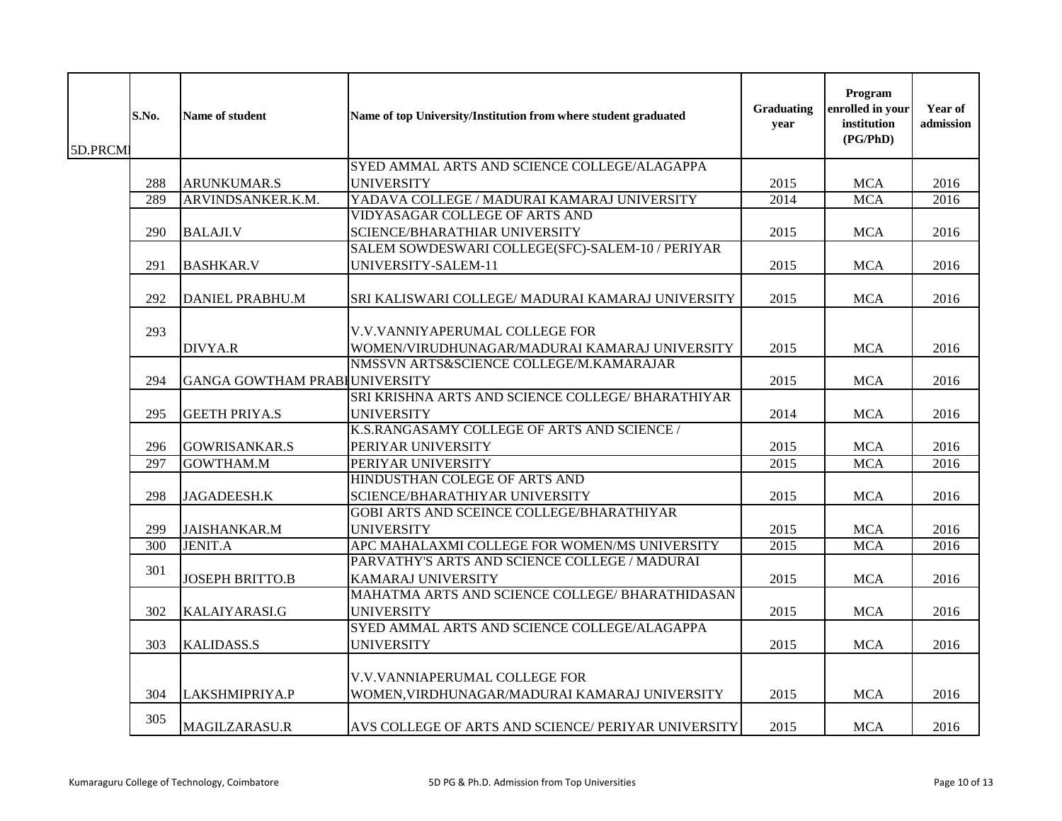| 5D.PRCMI | S.No. | Name of student | Name of top University/Institution from where student graduated | Graduating year | Program enrolled in your institution (PG/PhD) | Year of admission |
|---|---|---|---|---|---|---|
| | 288 | ARUNKUMAR.S | SYED AMMAL ARTS AND SCIENCE COLLEGE/ALAGAPPA UNIVERSITY | 2015 | MCA | 2016 |
| | 289 | ARVINDSANKER.K.M. | YADAVA COLLEGE / MADURAI KAMARAJ UNIVERSITY | 2014 | MCA | 2016 |
| | 290 | BALAJI.V | VIDYASAGAR COLLEGE OF ARTS AND SCIENCE/BHARATHIAR UNIVERSITY | 2015 | MCA | 2016 |
| | 291 | BASHKAR.V | SALEM SOWDESWARI COLLEGE(SFC)-SALEM-10 / PERIYAR UNIVERSITY-SALEM-11 | 2015 | MCA | 2016 |
| | 292 | DANIEL PRABHU.M | SRI KALISWARI COLLEGE/ MADURAI KAMARAJ UNIVERSITY | 2015 | MCA | 2016 |
| | 293 | DIVYA.R | V.V.VANNIYAPERUMAL COLLEGE FOR WOMEN/VIRUDHUNAGAR/MADURAI KAMARAJ UNIVERSITY | 2015 | MCA | 2016 |
| | 294 | GANGA GOWTHAM PRABI | NMSSVN ARTS&SCIENCE COLLEGE/M.KAMARAJAR UNIVERSITY | 2015 | MCA | 2016 |
| | 295 | GEETH PRIYA.S | SRI KRISHNA ARTS AND SCIENCE COLLEGE/ BHARATHIYAR UNIVERSITY | 2014 | MCA | 2016 |
| | 296 | GOWRISANKAR.S | K.S.RANGASAMY COLLEGE OF ARTS AND SCIENCE / PERIYAR UNIVERSITY | 2015 | MCA | 2016 |
| | 297 | GOWTHAM.M | PERIYAR UNIVERSITY | 2015 | MCA | 2016 |
| | 298 | JAGADEESH.K | HINDUSTHAN COLEGE OF ARTS AND SCIENCE/BHARATHIYAR UNIVERSITY | 2015 | MCA | 2016 |
| | 299 | JAISHANKAR.M | GOBI ARTS AND SCEINCE COLLEGE/BHARATHIYAR UNIVERSITY | 2015 | MCA | 2016 |
| | 300 | JENIT.A | APC MAHALAXMI COLLEGE FOR WOMEN/MS UNIVERSITY | 2015 | MCA | 2016 |
| | 301 | JOSEPH BRITTO.B | PARVATHY'S ARTS AND SCIENCE COLLEGE / MADURAI KAMARAJ UNIVERSITY | 2015 | MCA | 2016 |
| | 302 | KALAIYARASI.G | MAHATMA ARTS AND SCIENCE COLLEGE/ BHARATHIDASAN UNIVERSITY | 2015 | MCA | 2016 |
| | 303 | KALIDASS.S | SYED AMMAL ARTS AND SCIENCE COLLEGE/ALAGAPPA UNIVERSITY | 2015 | MCA | 2016 |
| | 304 | LAKSHMIPRIYA.P | V.V.VANNIAPERUMAL COLLEGE FOR WOMEN,VIRDHUNAGAR/MADURAI KAMARAJ UNIVERSITY | 2015 | MCA | 2016 |
| | 305 | MAGILZARASU.R | AVS COLLEGE OF ARTS AND SCIENCE/ PERIYAR UNIVERSITY | 2015 | MCA | 2016 |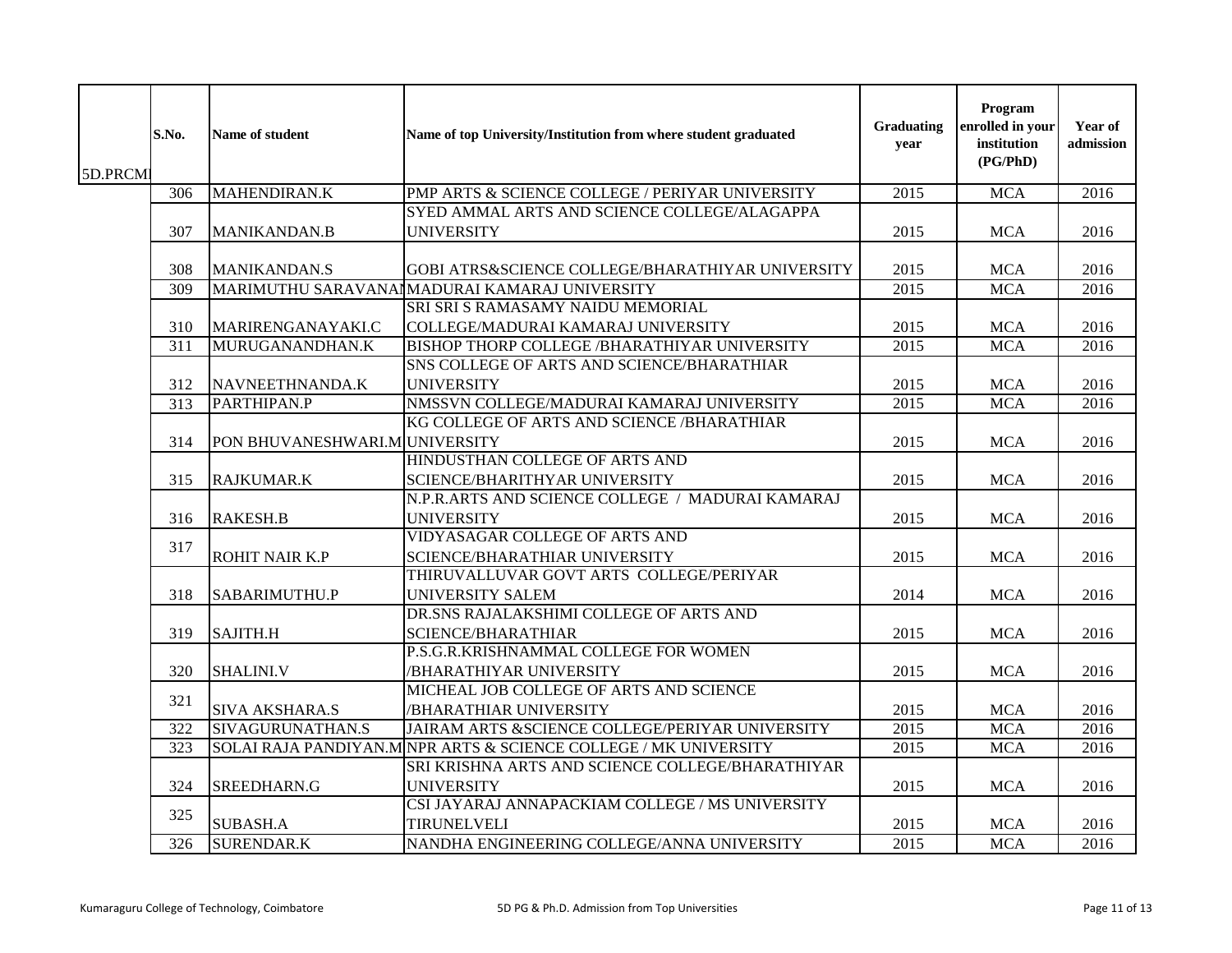| 5D.PRCMI | S.No. | Name of student | Name of top University/Institution from where student graduated | Graduating year | Program enrolled in your institution (PG/PhD) | Year of admission |
|---|---|---|---|---|---|---|
| | 306 | MAHENDIRAN.K | PMP ARTS & SCIENCE COLLEGE / PERIYAR UNIVERSITY | 2015 | MCA | 2016 |
| | 307 | MANIKANDAN.B | SYED AMMAL ARTS AND SCIENCE COLLEGE/ALAGAPPA UNIVERSITY | 2015 | MCA | 2016 |
| | 308 | MANIKANDAN.S | GOBI ATRS&SCIENCE COLLEGE/BHARATHIYAR UNIVERSITY | 2015 | MCA | 2016 |
| | 309 | MARIMUTHU SARAVANAN | MADURAI KAMARAJ UNIVERSITY | 2015 | MCA | 2016 |
| | 310 | MARIRENGANAYAKI.C | SRI SRI S RAMASAMY NAIDU MEMORIAL COLLEGE/MADURAI KAMARAJ UNIVERSITY | 2015 | MCA | 2016 |
| | 311 | MURUGANANDHAN.K | BISHOP THORP COLLEGE /BHARATHIYAR UNIVERSITY | 2015 | MCA | 2016 |
| | 312 | NAVNEETHNANDA.K | SNS COLLEGE OF ARTS AND SCIENCE/BHARATHIAR UNIVERSITY | 2015 | MCA | 2016 |
| | 313 | PARTHIPAN.P | NMSSVN COLLEGE/MADURAI KAMARAJ UNIVERSITY | 2015 | MCA | 2016 |
| | 314 | PON BHUVANESHWARI.M | KG COLLEGE OF ARTS AND SCIENCE /BHARATHIAR UNIVERSITY | 2015 | MCA | 2016 |
| | 315 | RAJKUMAR.K | HINDUSTHAN COLLEGE OF ARTS AND SCIENCE/BHARITHYAR UNIVERSITY | 2015 | MCA | 2016 |
| | 316 | RAKESH.B | N.P.R.ARTS AND SCIENCE COLLEGE / MADURAI KAMARAJ UNIVERSITY | 2015 | MCA | 2016 |
| | 317 | ROHIT NAIR K.P | VIDYASAGAR COLLEGE OF ARTS AND SCIENCE/BHARATHIAR UNIVERSITY | 2015 | MCA | 2016 |
| | 318 | SABARIMUTHU.P | THIRUVALLUVAR GOVT ARTS COLLEGE/PERIYAR UNIVERSITY SALEM | 2014 | MCA | 2016 |
| | 319 | SAJITH.H | DR.SNS RAJALAKSHIMI COLLEGE OF ARTS AND SCIENCE/BHARATHIAR | 2015 | MCA | 2016 |
| | 320 | SHALINI.V | P.S.G.R.KRISHNAMMAL COLLEGE FOR WOMEN /BHARATHIYAR UNIVERSITY | 2015 | MCA | 2016 |
| | 321 | SIVA AKSHARA.S | MICHEAL JOB COLLEGE OF ARTS AND SCIENCE /BHARATHIAR UNIVERSITY | 2015 | MCA | 2016 |
| | 322 | SIVAGURUNATHAN.S | JAIRAM ARTS &SCIENCE COLLEGE/PERIYAR UNIVERSITY | 2015 | MCA | 2016 |
| | 323 | SOLAI RAJA PANDIYAN.M | NPR ARTS & SCIENCE COLLEGE / MK UNIVERSITY | 2015 | MCA | 2016 |
| | 324 | SREEDHARN.G | SRI KRISHNA ARTS AND SCIENCE COLLEGE/BHARATHIYAR UNIVERSITY | 2015 | MCA | 2016 |
| | 325 | SUBASH.A | CSI JAYARAJ ANNAPACKIAM COLLEGE / MS UNIVERSITY TIRUNELVELI | 2015 | MCA | 2016 |
| | 326 | SURENDAR.K | NANDHA ENGINEERING COLLEGE/ANNA UNIVERSITY | 2015 | MCA | 2016 |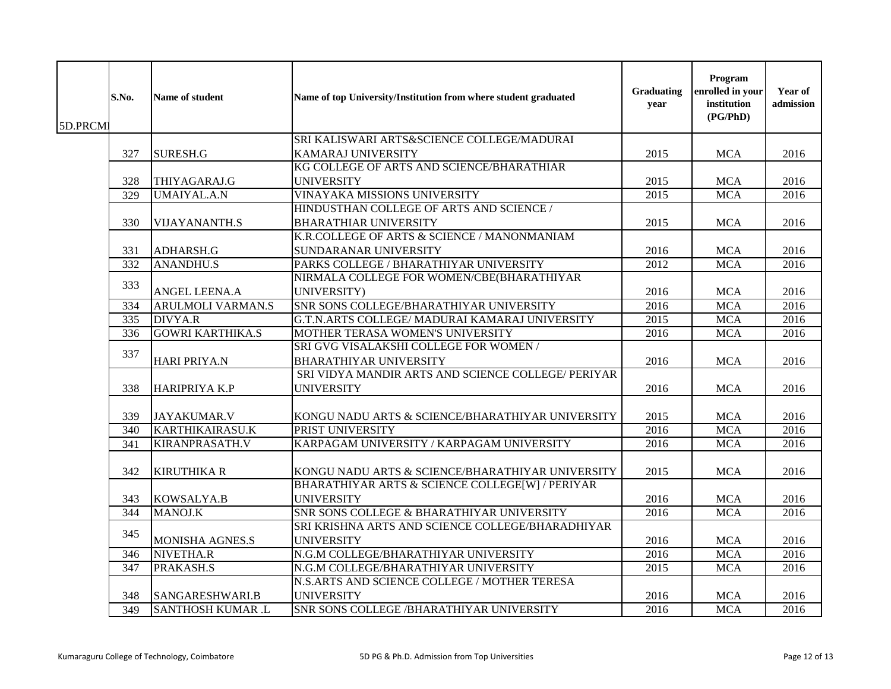| 5D.PRCMI | S.No. | Name of student | Name of top University/Institution from where student graduated | Graduating year | Program enrolled in your institution (PG/PhD) | Year of admission |
|---|---|---|---|---|---|---|
| | 327 | SURESH.G | SRI KALISWARI ARTS&SCIENCE COLLEGE/MADURAI KAMARAJ UNIVERSITY | 2015 | MCA | 2016 |
| | 328 | THIYAGARAJ.G | KG COLLEGE OF ARTS AND SCIENCE/BHARATHIAR UNIVERSITY | 2015 | MCA | 2016 |
| | 329 | UMAIYAL.A.N | VINAYAKA MISSIONS UNIVERSITY | 2015 | MCA | 2016 |
| | 330 | VIJAYANANTH.S | HINDUSTHAN COLLEGE OF ARTS AND SCIENCE / BHARATHIAR UNIVERSITY | 2015 | MCA | 2016 |
| | 331 | ADHARSH.G | K.R.COLLEGE OF ARTS & SCIENCE / MANONMANIAM SUNDARANAR UNIVERSITY | 2016 | MCA | 2016 |
| | 332 | ANANDHU.S | PARKS COLLEGE / BHARATHIYAR UNIVERSITY | 2012 | MCA | 2016 |
| | 333 | ANGEL LEENA.A | NIRMALA COLLEGE FOR WOMEN/CBE(BHARATHIYAR UNIVERSITY) | 2016 | MCA | 2016 |
| | 334 | ARULMOLI VARMAN.S | SNR SONS COLLEGE/BHARATHIYAR UNIVERSITY | 2016 | MCA | 2016 |
| | 335 | DIVYA.R | G.T.N.ARTS COLLEGE/ MADURAI KAMARAJ UNIVERSITY | 2015 | MCA | 2016 |
| | 336 | GOWRI KARTHIKA.S | MOTHER TERASA WOMEN'S UNIVERSITY | 2016 | MCA | 2016 |
| | 337 | HARI PRIYA.N | SRI GVG VISALAKSHI COLLEGE FOR WOMEN / BHARATHIYAR UNIVERSITY | 2016 | MCA | 2016 |
| | 338 | HARIPRIYA K.P | SRI VIDYA MANDIR ARTS AND SCIENCE COLLEGE/ PERIYAR UNIVERSITY | 2016 | MCA | 2016 |
| | 339 | JAYAKUMAR.V | KONGU NADU ARTS & SCIENCE/BHARATHIYAR UNIVERSITY | 2015 | MCA | 2016 |
| | 340 | KARTHIKAIRASU.K | PRIST UNIVERSITY | 2016 | MCA | 2016 |
| | 341 | KIRANPRASATH.V | KARPAGAM UNIVERSITY / KARPAGAM UNIVERSITY | 2016 | MCA | 2016 |
| | 342 | KIRUTHIKA R | KONGU NADU ARTS & SCIENCE/BHARATHIYAR UNIVERSITY | 2015 | MCA | 2016 |
| | 343 | KOWSALYA.B | BHARATHIYAR ARTS & SCIENCE COLLEGE[W] / PERIYAR UNIVERSITY | 2016 | MCA | 2016 |
| | 344 | MANOJ.K | SNR SONS COLLEGE & BHARATHIYAR UNIVERSITY | 2016 | MCA | 2016 |
| | 345 | MONISHA AGNES.S | SRI KRISHNA ARTS AND SCIENCE COLLEGE/BHARADHIYAR UNIVERSITY | 2016 | MCA | 2016 |
| | 346 | NIVETHA.R | N.G.M COLLEGE/BHARATHIYAR UNIVERSITY | 2016 | MCA | 2016 |
| | 347 | PRAKASH.S | N.G.M COLLEGE/BHARATHIYAR UNIVERSITY | 2015 | MCA | 2016 |
| | 348 | SANGARESHWARI.B | N.S.ARTS AND SCIENCE COLLEGE / MOTHER TERESA UNIVERSITY | 2016 | MCA | 2016 |
| | 349 | SANTHOSH KUMAR .L | SNR SONS COLLEGE /BHARATHIYAR UNIVERSITY | 2016 | MCA | 2016 |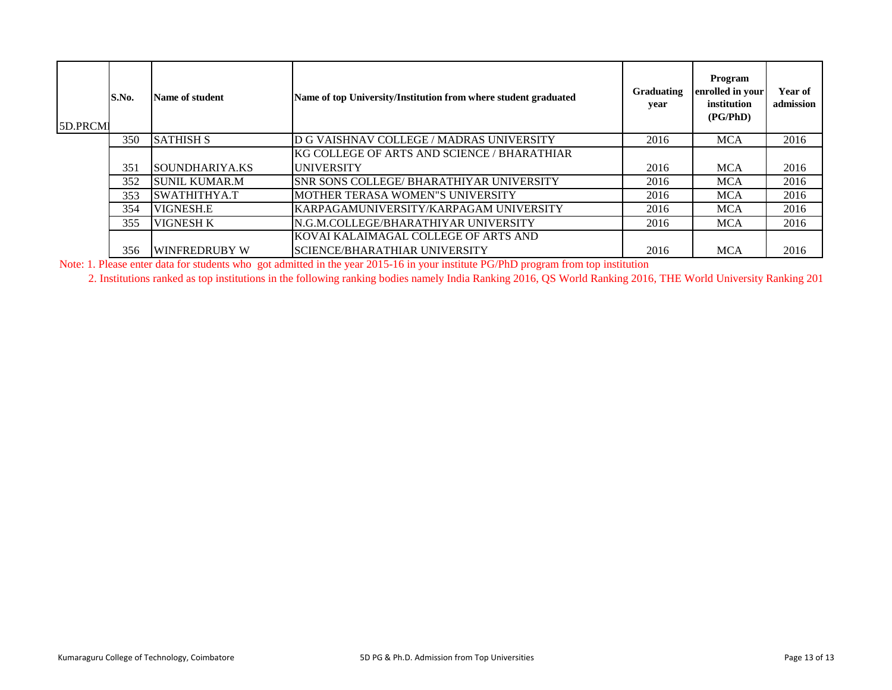| 5D.PRCMI | S.No. | Name of student | Name of top University/Institution from where student graduated | Graduating year | Program enrolled in your institution (PG/PhD) | Year of admission |
|---|---|---|---|---|---|---|
| | 350 | SATHISH S | D G VAISHNAV COLLEGE / MADRAS UNIVERSITY | 2016 | MCA | 2016 |
| | 351 | SOUNDHARIYA.KS | KG COLLEGE OF ARTS AND SCIENCE / BHARATHIAR UNIVERSITY | 2016 | MCA | 2016 |
| | 352 | SUNIL KUMAR.M | SNR SONS COLLEGE/ BHARATHIYAR UNIVERSITY | 2016 | MCA | 2016 |
| | 353 | SWATHITHYA.T | MOTHER TERASA WOMEN"S UNIVERSITY | 2016 | MCA | 2016 |
| | 354 | VIGNESH.E | KARPAGAMUNIVERSITY/KARPAGAM UNIVERSITY | 2016 | MCA | 2016 |
| | 355 | VIGNESH K | N.G.M.COLLEGE/BHARATHIYAR UNIVERSITY | 2016 | MCA | 2016 |
| | 356 | WINFREDRUBY W | KOVAI KALAIMAGAL COLLEGE OF ARTS AND SCIENCE/BHARATHIAR UNIVERSITY | 2016 | MCA | 2016 |

Note: 1. Please enter data for students who got admitted in the year 2015-16 in your institute PG/PhD program from top institution

2. Institutions ranked as top institutions in the following ranking bodies namely India Ranking 2016, QS World Ranking 2016, THE World University Ranking 201